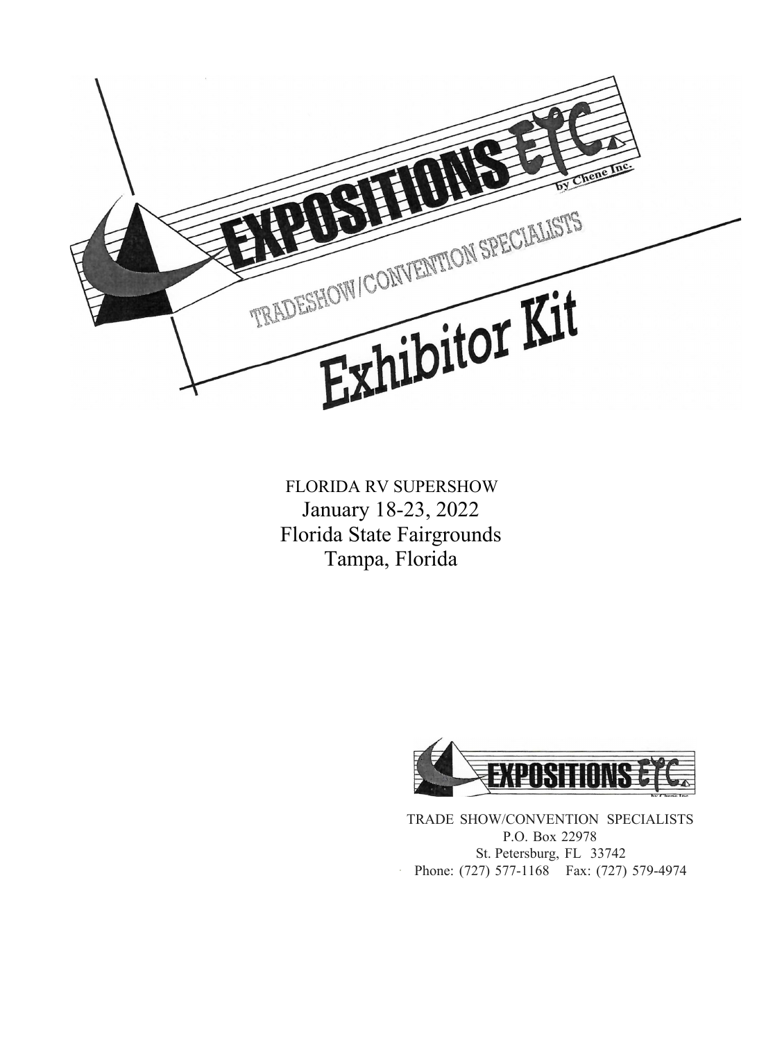# EXPOSITIONS ETC.

by Chene Inc.

TRADESHOW/CONVENTION SPECIALISTS

# Exhibitor Kit

FLORIDA RV SUPERSHOW

January 18-23, 2022

Florida State Fairgrounds

Tampa, Florida

EXPOSITIONS ETC.

by Chene Inc.

TRADE SHOW/CONVENTION SPECIALISTS

P.O. Box 22978

St. Petersburg, FL 33742

Phone: (727) 577-1168 Fax: (727) 579-4974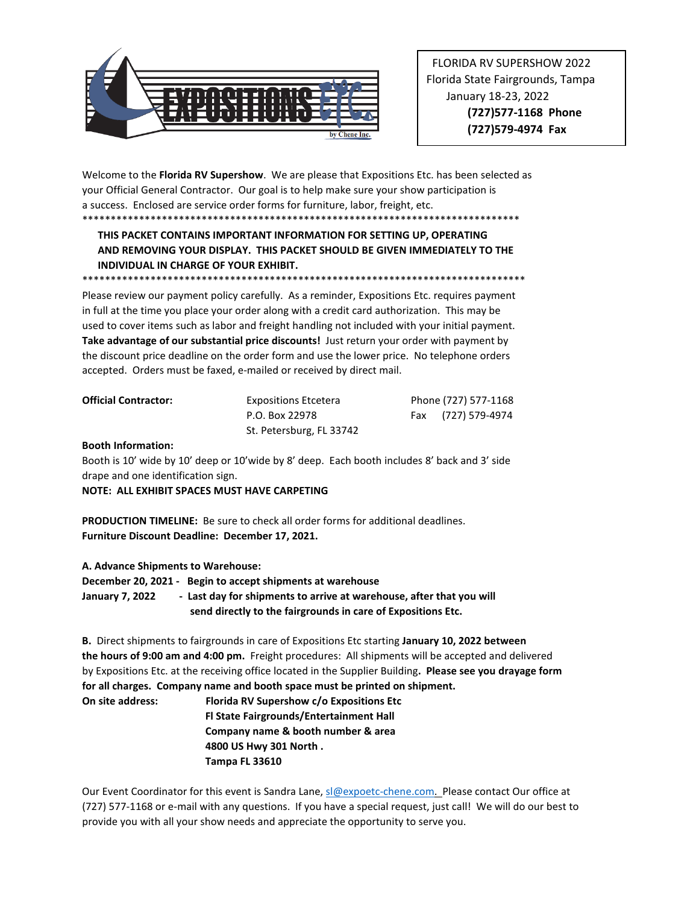FLORIDA RV SUPERSHOW 2022
Florida State Fairgrounds, Tampa
January 18-23, 2022
**(727)577-1168 Phone**
**(727)579-4974 Fax**

Welcome to the **Florida RV Supershow**. We are please that Expositions Etc. has been selected as your Official General Contractor. Our goal is to help make sure your show participation is a success. Enclosed are service order forms for furniture, labor, freight, etc.

*******************************************************************************

**THIS PACKET CONTAINS IMPORTANT INFORMATION FOR SETTING UP, OPERATING AND REMOVING YOUR DISPLAY. THIS PACKET SHOULD BE GIVEN IMMEDIATELY TO THE INDIVIDUAL IN CHARGE OF YOUR EXHIBIT.**

*******************************************************************************

Please review our payment policy carefully. As a reminder, Expositions Etc. requires payment in full at the time you place your order along with a credit card authorization. This may be used to cover items such as labor and freight handling not included with your initial payment. **Take advantage of our substantial price discounts!** Just return your order with payment by the discount price deadline on the order form and use the lower price. No telephone orders accepted. Orders must be faxed, e-mailed or received by direct mail.

**Official Contractor:** Expositions Etcetera, P.O. Box 22978, St. Petersburg, FL 33742
Phone (727) 577-1168
Fax (727) 579-4974

**Booth Information:**
Booth is 10' wide by 10' deep or 10'wide by 8' deep. Each booth includes 8' back and 3' side drape and one identification sign.
**NOTE: ALL EXHIBIT SPACES MUST HAVE CARPETING**

**PRODUCTION TIMELINE:** Be sure to check all order forms for additional deadlines.
**Furniture Discount Deadline: December 17, 2021.**

**A. Advance Shipments to Warehouse:**
**December 20, 2021 - Begin to accept shipments at warehouse**
**January 7, 2022 - Last day for shipments to arrive at warehouse, after that you will send directly to the fairgrounds in care of Expositions Etc.**

**B.** Direct shipments to fairgrounds in care of Expositions Etc starting **January 10, 2022 between the hours of 9:00 am and 4:00 pm.** Freight procedures: All shipments will be accepted and delivered by Expositions Etc. at the receiving office located in the Supplier Building**. Please see you drayage form for all charges. Company name and booth space must be printed on shipment.**

**On site address:**
**Florida RV Supershow c/o Expositions Etc**
**Fl State Fairgrounds/Entertainment Hall**
**Company name & booth number & area**
**4800 US Hwy 301 North .**
**Tampa FL 33610**

Our Event Coordinator for this event is Sandra Lane, sl@expoetc-chene.com. Please contact Our office at (727) 577-1168 or e-mail with any questions. If you have a special request, just call! We will do our best to provide you with all your show needs and appreciate the opportunity to serve you.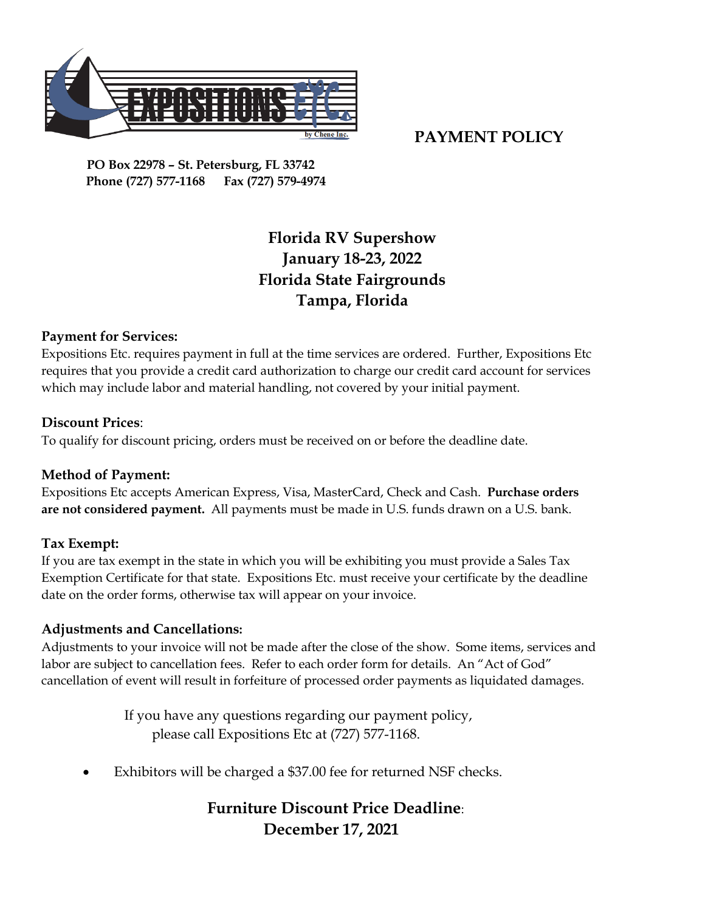# PAYMENT POLICY

**PO Box 22978 – St. Petersburg, FL 33742**
**Phone (727) 577-1168 Fax (727) 579-4974**

## Florida RV Supershow
## January 18-23, 2022
## Florida State Fairgrounds
## Tampa, Florida

**Payment for Services:**
Expositions Etc. requires payment in full at the time services are ordered. Further, Expositions Etc requires that you provide a credit card authorization to charge our credit card account for services which may include labor and material handling, not covered by your initial payment.

**Discount Prices**:
To qualify for discount pricing, orders must be received on or before the deadline date.

**Method of Payment:**
Expositions Etc accepts American Express, Visa, MasterCard, Check and Cash. **Purchase orders are not considered payment.** All payments must be made in U.S. funds drawn on a U.S. bank.

**Tax Exempt:**
If you are tax exempt in the state in which you will be exhibiting you must provide a Sales Tax Exemption Certificate for that state. Expositions Etc. must receive your certificate by the deadline date on the order forms, otherwise tax will appear on your invoice.

**Adjustments and Cancellations:**
Adjustments to your invoice will not be made after the close of the show. Some items, services and labor are subject to cancellation fees. Refer to each order form for details. An "Act of God" cancellation of event will result in forfeiture of processed order payments as liquidated damages.

If you have any questions regarding our payment policy, please call Expositions Etc at (727) 577-1168.

- Exhibitors will be charged a $37.00 fee for returned NSF checks.

**Furniture Discount Price Deadline**:
**December 17, 2021**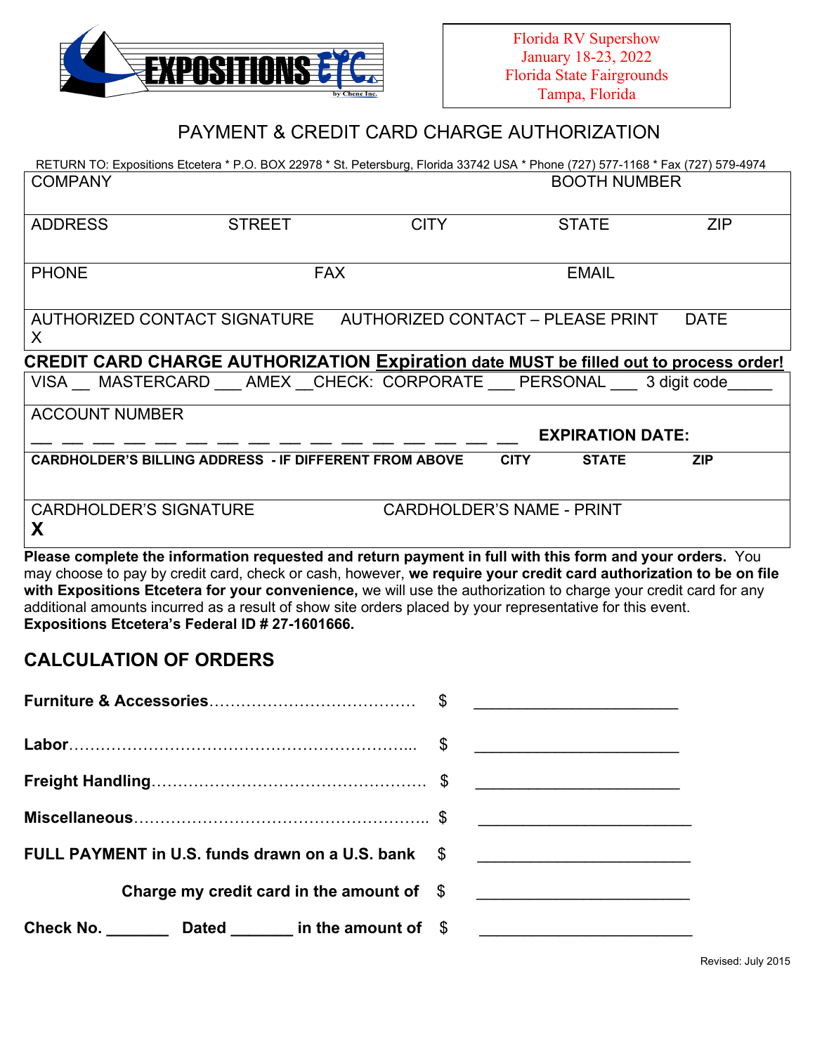EXPOSITIONS ETC. by Chene Inc.

Florida RV Supershow
January 18-23, 2022
Florida State Fairgrounds
Tampa, Florida

# PAYMENT & CREDIT CARD CHARGE AUTHORIZATION

RETURN TO: Expositions Etcetera * P.O. BOX 22978 * St. Petersburg, Florida 33742 USA * Phone (727) 577-1168 * Fax (727) 579-4974

| | | | | |
|---|---|---|---|---|
| COMPANY | | | BOOTH NUMBER | |
| ADDRESS | STREET | CITY | STATE | ZIP |
| PHONE | FAX | | EMAIL | |
| AUTHORIZED CONTACT SIGNATURE X | AUTHORIZED CONTACT – PLEASE PRINT | | DATE | |

**CREDIT CARD CHARGE AUTHORIZATION Expiration date MUST be filled out to process order!**

| | | | |
|---|---|---|---|
| VISA __ MASTERCARD ___ AMEX __CHECK: CORPORATE ___ PERSONAL ___ 3 digit code_____ | | | |
| ACCOUNT NUMBER __ __ __ __ __ __ __ __ __ __ __ __ __ __ __ __ | | **EXPIRATION DATE:** | |
| **CARDHOLDER'S BILLING ADDRESS - IF DIFFERENT FROM ABOVE** | **CITY** | **STATE** | **ZIP** |
| CARDHOLDER'S SIGNATURE **X** | CARDHOLDER'S NAME - PRINT | | |

**Please complete the information requested and return payment in full with this form and your orders.** You may choose to pay by credit card, check or cash, however, **we require your credit card authorization to be on file with Expositions Etcetera for your convenience,** we will use the authorization to charge your credit card for any additional amounts incurred as a result of show site orders placed by your representative for this event.
**Expositions Etcetera's Federal ID # 27-1601666.**

## CALCULATION OF ORDERS

**Furniture & Accessories**....................................... $ ________________________

**Labor**............................................................... $ ________________________

**Freight Handling**.................................................. $ ________________________

**Miscellaneous**...................................................... $ ________________________

**FULL PAYMENT in U.S. funds drawn on a U.S. bank** $ ________________________

**Charge my credit card in the amount of** $ ________________________

**Check No.** _______ **Dated** _______ **in the amount of** $ ________________________

Revised: July 2015